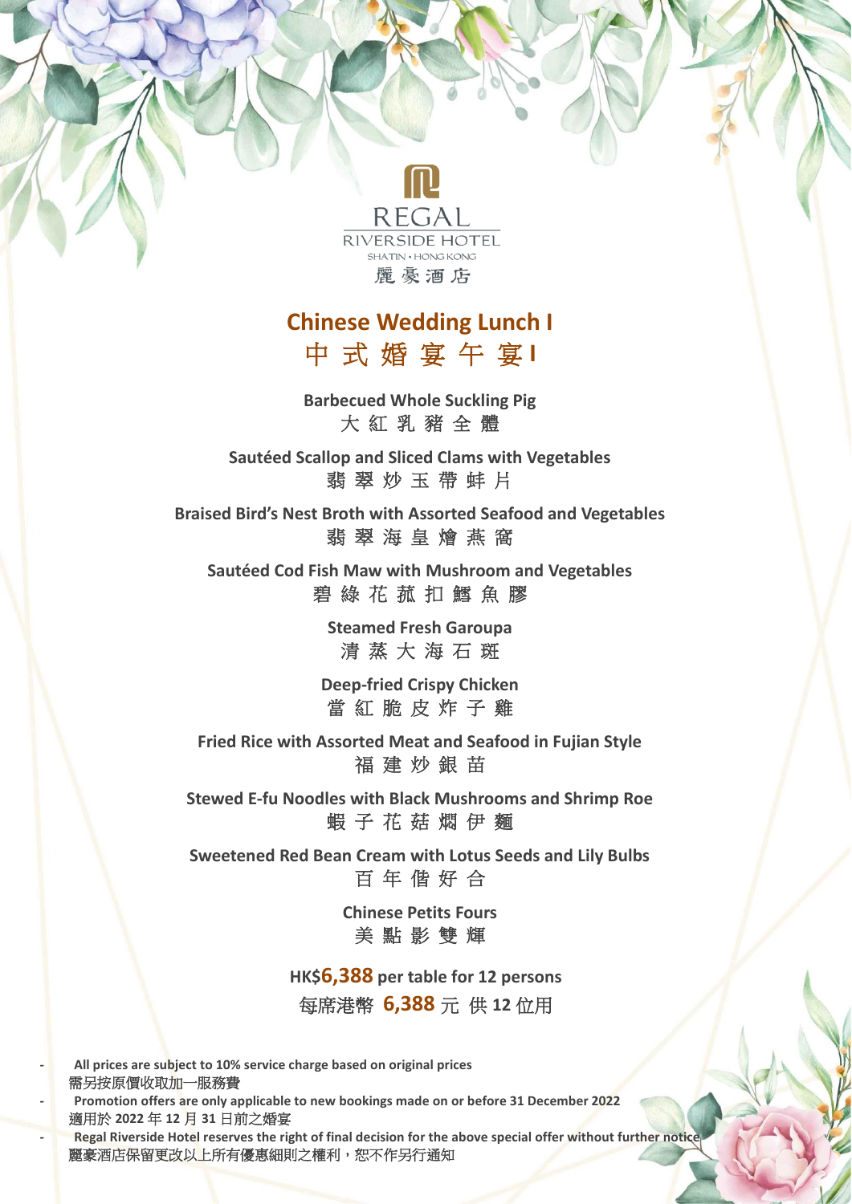REGAL RIVERSIDE HOTEL
SHATIN • HONG KONG
麗豪酒店

# Chinese Wedding Lunch I
# 中式婚宴午宴 I

**Barbecued Whole Suckling Pig**
大紅乳豬全體

**Sautéed Scallop and Sliced Clams with Vegetables**
翡翠炒玉帶蚌片

**Braised Bird's Nest Broth with Assorted Seafood and Vegetables**
翡翠海皇燴燕窩

**Sautéed Cod Fish Maw with Mushroom and Vegetables**
碧綠花菰扣鱈魚膠

**Steamed Fresh Garoupa**
清蒸大海石斑

**Deep-fried Crispy Chicken**
當紅脆皮炸子雞

**Fried Rice with Assorted Meat and Seafood in Fujian Style**
福建炒銀苗

**Stewed E-fu Noodles with Black Mushrooms and Shrimp Roe**
蝦子花菇燜伊麵

**Sweetened Red Bean Cream with Lotus Seeds and Lily Bulbs**
百年偕好合

**Chinese Petits Fours**
美點影雙輝

**HK$6,388 per table for 12 persons**
每席港幣 **6,388** 元 供 **12** 位用

- **All prices are subject to 10% service charge based on original prices**
  需另按原價收取加一服務費
- **Promotion offers are only applicable to new bookings made on or before 31 December 2022**
  適用於 **2022** 年 **12** 月 **31** 日前之婚宴
- **Regal Riverside Hotel reserves the right of final decision for the above special offer without further notice**
  麗豪酒店保留更改以上所有優惠細則之權利，恕不作另行通知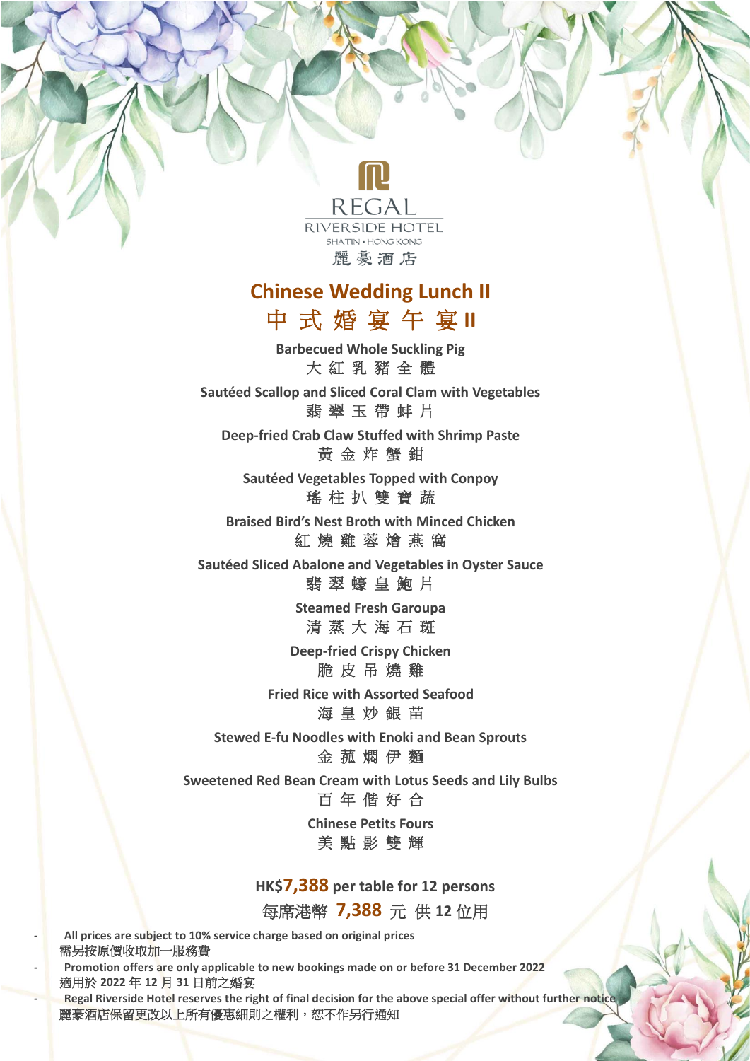REGAL
RIVERSIDE HOTEL
SHATIN • HONG KONG
麗豪酒店

# Chinese Wedding Lunch II
# 中 式 婚 宴 午 宴 II

**Barbecued Whole Suckling Pig**
大 紅 乳 豬 全 體

**Sautéed Scallop and Sliced Coral Clam with Vegetables**
翡 翠 玉 帶 蚌 片

**Deep-fried Crab Claw Stuffed with Shrimp Paste**
黃 金 炸 蟹 鉗

**Sautéed Vegetables Topped with Conpoy**
瑤 柱 扒 雙 寶 蔬

**Braised Bird's Nest Broth with Minced Chicken**
紅 燒 雞 蓉 燴 燕 窩

**Sautéed Sliced Abalone and Vegetables in Oyster Sauce**
翡 翠 蠔 皇 鮑 片

**Steamed Fresh Garoupa**
清 蒸 大 海 石 斑

**Deep-fried Crispy Chicken**
脆 皮 吊 燒 雞

**Fried Rice with Assorted Seafood**
海 皇 炒 銀 苗

**Stewed E-fu Noodles with Enoki and Bean Sprouts**
金 菰 燜 伊 麵

**Sweetened Red Bean Cream with Lotus Seeds and Lily Bulbs**
百 年 偕 好 合

**Chinese Petits Fours**
美 點 影 雙 輝

**HK$7,388 per table for 12 persons**
每席港幣 **7,388** 元 供 **12** 位用

- **All prices are subject to 10% service charge based on original prices**
  需另按原價收取加一服務費
- **Promotion offers are only applicable to new bookings made on or before 31 December 2022**
  適用於 **2022** 年 **12** 月 **31** 日前之婚宴
- **Regal Riverside Hotel reserves the right of final decision for the above special offer without further notice**
  麗豪酒店保留更改以上所有優惠細則之權利，恕不作另行通知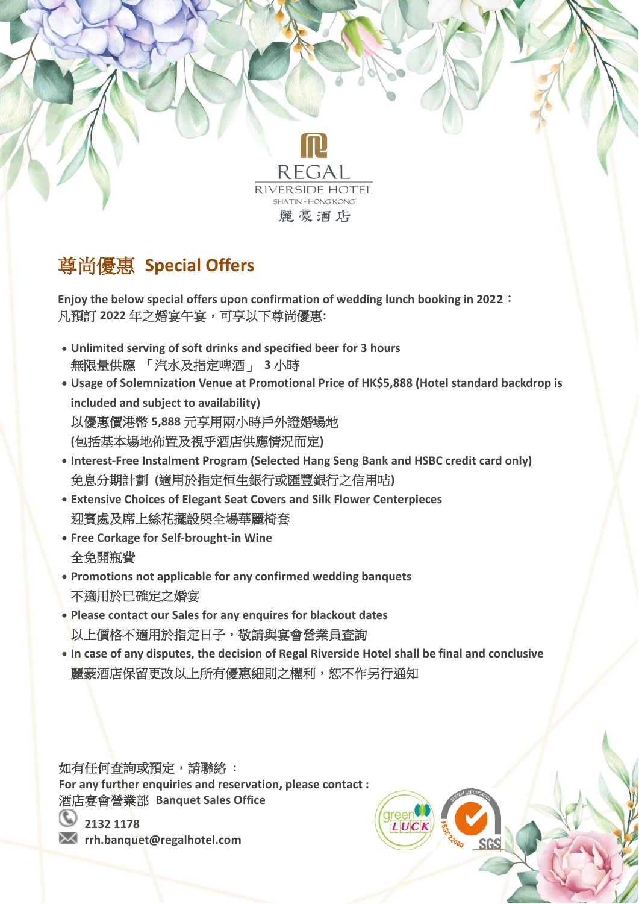REGAL
RIVERSIDE HOTEL
SHATIN • HONG KONG
麗豪酒店

## 尊尚優惠 Special Offers

**Enjoy the below special offers upon confirmation of wedding lunch booking in 2022：**
凡預訂 **2022** 年之婚宴午宴，可享以下尊尚優惠:

- **Unlimited serving of soft drinks and specified beer for 3 hours**
  無限量供應 「汽水及指定啤酒」 **3** 小時
- **Usage of Solemnization Venue at Promotional Price of HK$5,888 (Hotel standard backdrop is included and subject to availability)**
  以優惠價港幣 **5,888** 元享用兩小時戶外證婚場地
  (包括基本場地佈置及視乎酒店供應情況而定)
- **Interest-Free Instalment Program (Selected Hang Seng Bank and HSBC credit card only)**
  免息分期計劃 (適用於指定恒生銀行或滙豐銀行之信用咭)
- **Extensive Choices of Elegant Seat Covers and Silk Flower Centerpieces**
  迎賓處及席上絲花擺設與全場華麗椅套
- **Free Corkage for Self-brought-in Wine**
  全免開瓶費
- **Promotions not applicable for any confirmed wedding banquets**
  不適用於已確定之婚宴
- **Please contact our Sales for any enquires for blackout dates**
  以上價格不適用於指定日子，敬請與宴會營業員查詢
- **In case of any disputes, the decision of Regal Riverside Hotel shall be final and conclusive**
  麗豪酒店保留更改以上所有優惠細則之權利，恕不作另行通知

如有任何查詢或預定，請聯絡 :
**For any further enquiries and reservation, please contact :**
酒店宴會營業部 **Banquet Sales Office**

**2132 1178**
**rrh.banquet@regalhotel.com**